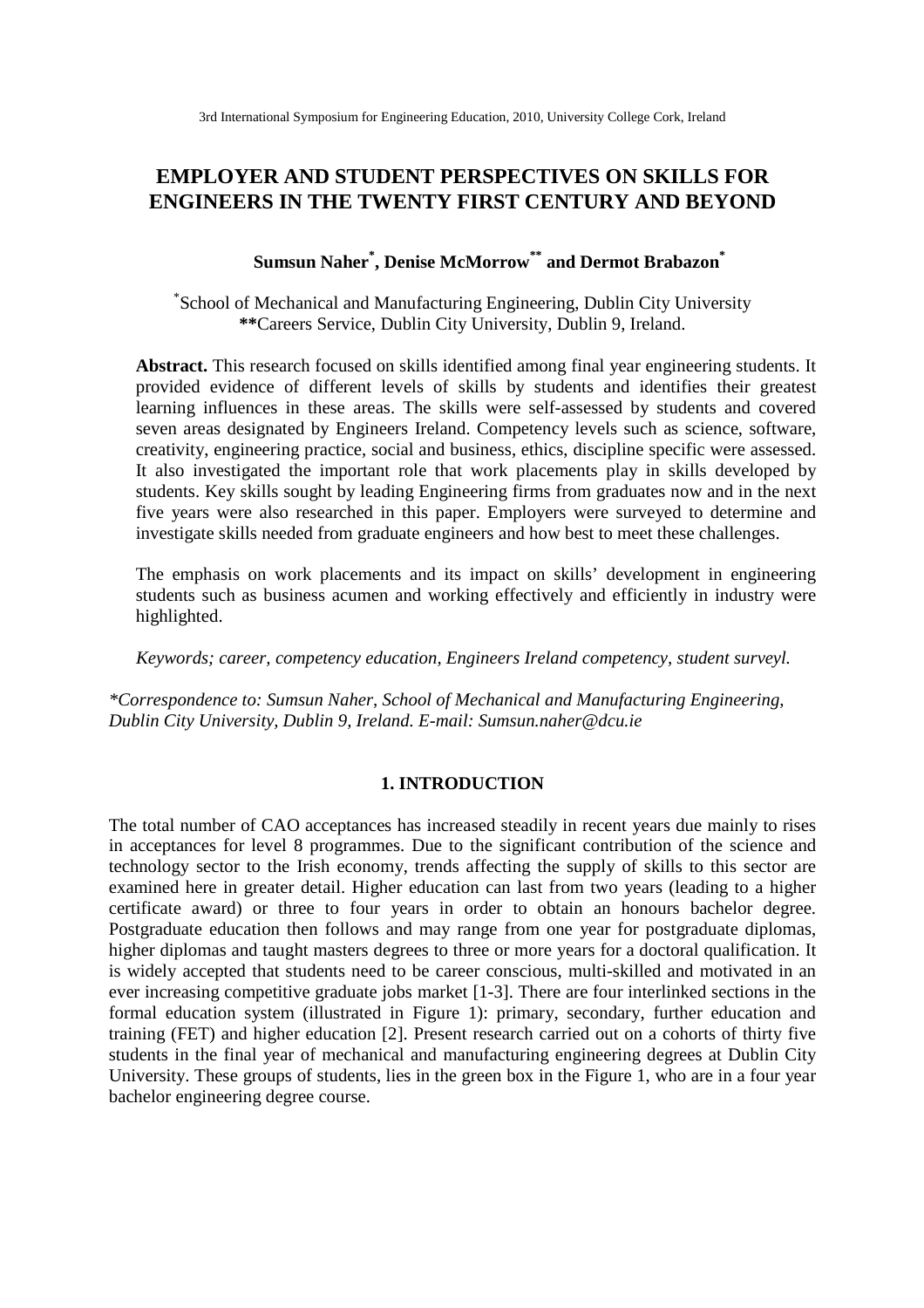# EMPLOYER AND STUDENT PERSPECTIVES ON SKILLS FOR ENGINEERS IN THE TWENTY FIRST CENTURY AND BEYOND

**Sumsun Naher[*], Denise McMorrow[**] and Dermot Brabazon[*]**

[*]School of Mechanical and Manufacturing Engineering, Dublin City University
**[**]**Careers Service, Dublin City University, Dublin 9, Ireland.

**Abstract.** This research focused on skills identified among final year engineering students. It provided evidence of different levels of skills by students and identifies their greatest learning influences in these areas. The skills were self-assessed by students and covered seven areas designated by Engineers Ireland. Competency levels such as science, software, creativity, engineering practice, social and business, ethics, discipline specific were assessed. It also investigated the important role that work placements play in skills developed by students. Key skills sought by leading Engineering firms from graduates now and in the next five years were also researched in this paper. Employers were surveyed to determine and investigate skills needed from graduate engineers and how best to meet these challenges.

The emphasis on work placements and its impact on skills' development in engineering students such as business acumen and working effectively and efficiently in industry were highlighted.

*Keywords; career, competency education, Engineers Ireland competency, student surveyl.*

*\*Correspondence to: Sumsun Naher, School of Mechanical and Manufacturing Engineering, Dublin City University, Dublin 9, Ireland. E-mail: Sumsun.naher@dcu.ie*

## 1. INTRODUCTION

The total number of CAO acceptances has increased steadily in recent years due mainly to rises in acceptances for level 8 programmes. Due to the significant contribution of the science and technology sector to the Irish economy, trends affecting the supply of skills to this sector are examined here in greater detail. Higher education can last from two years (leading to a higher certificate award) or three to four years in order to obtain an honours bachelor degree. Postgraduate education then follows and may range from one year for postgraduate diplomas, higher diplomas and taught masters degrees to three or more years for a doctoral qualification. It is widely accepted that students need to be career conscious, multi-skilled and motivated in an ever increasing competitive graduate jobs market [1-3]. There are four interlinked sections in the formal education system (illustrated in Figure 1): primary, secondary, further education and training (FET) and higher education [2]. Present research carried out on a cohorts of thirty five students in the final year of mechanical and manufacturing engineering degrees at Dublin City University. These groups of students, lies in the green box in the Figure 1, who are in a four year bachelor engineering degree course.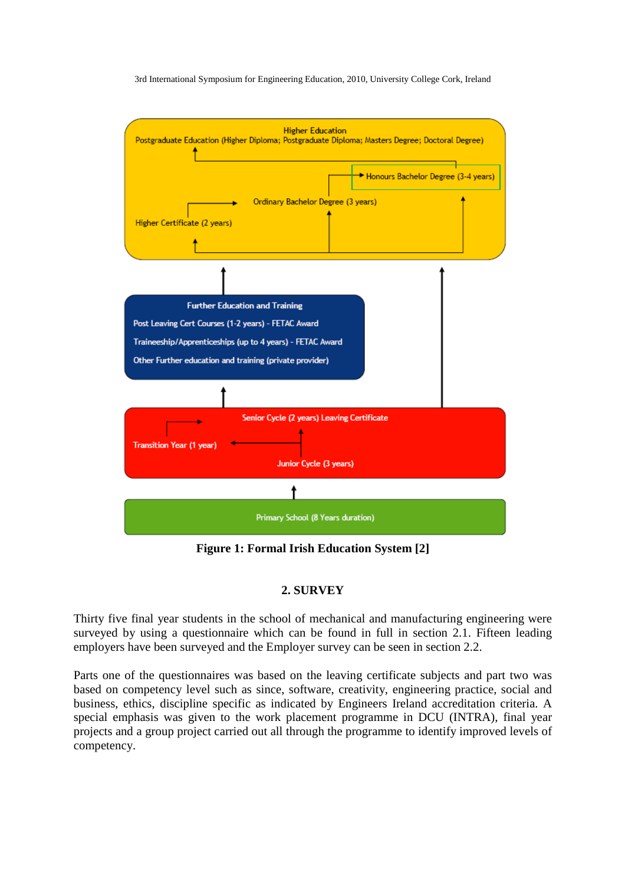Higher Education

Postgraduate Education (Higher Diploma; Postgraduate Diploma; Masters Degree; Doctoral Degree)

Honours Bachelor Degree (3-4 years)

Ordinary Bachelor Degree (3 years)

Higher Certificate (2 years)

Further Education and Training

Post Leaving Cert Courses (1-2 years) - FETAC Award

Traineeship/Apprenticeships (up to 4 years) - FETAC Award

Other Further education and training (private provider)

Senior Cycle (2 years) Leaving Certificate

Transition Year (1 year)

Junior Cycle (3 years)

Primary School (8 Years duration)

**Figure 1: Formal Irish Education System [2]**

## 2. SURVEY

Thirty five final year students in the school of mechanical and manufacturing engineering were surveyed by using a questionnaire which can be found in full in section 2.1. Fifteen leading employers have been surveyed and the Employer survey can be seen in section 2.2.

Parts one of the questionnaires was based on the leaving certificate subjects and part two was based on competency level such as since, software, creativity, engineering practice, social and business, ethics, discipline specific as indicated by Engineers Ireland accreditation criteria. A special emphasis was given to the work placement programme in DCU (INTRA), final year projects and a group project carried out all through the programme to identify improved levels of competency.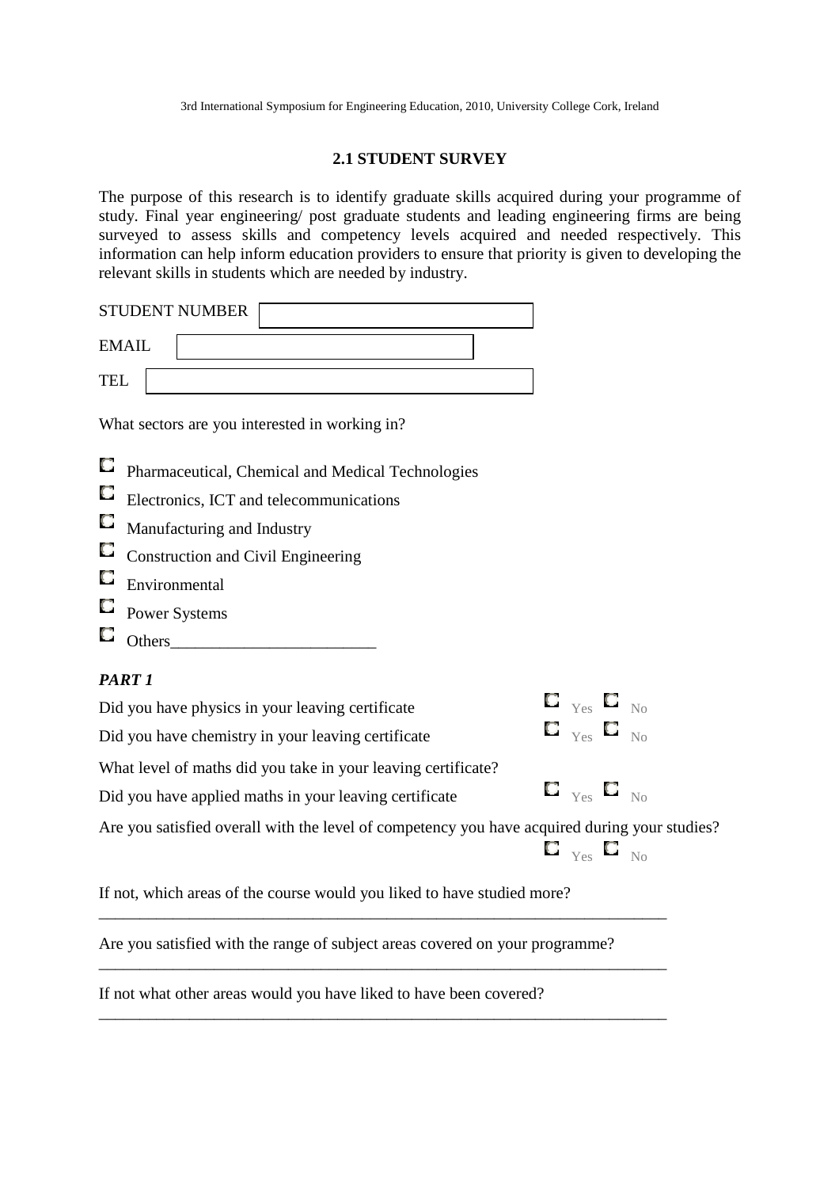## 2.1 STUDENT SURVEY

The purpose of this research is to identify graduate skills acquired during your programme of study. Final year engineering/ post graduate students and leading engineering firms are being surveyed to assess skills and competency levels acquired and needed respectively. This information can help inform education providers to ensure that priority is given to developing the relevant skills in students which are needed by industry.

STUDENT NUMBER ____________________

EMAIL ____________________

TEL ____________________

What sectors are you interested in working in?

- ☐ Pharmaceutical, Chemical and Medical Technologies
- ☐ Electronics, ICT and telecommunications
- ☐ Manufacturing and Industry
- ☐ Construction and Civil Engineering
- ☐ Environmental
- ☐ Power Systems
- ☐ Others________________________

### *PART 1*

Did you have physics in your leaving certificate ☐ Yes ☐ No

Did you have chemistry in your leaving certificate ☐ Yes ☐ No

What level of maths did you take in your leaving certificate?

Did you have applied maths in your leaving certificate ☐ Yes ☐ No

Are you satisfied overall with the level of competency you have acquired during your studies? ☐ Yes ☐ No

If not, which areas of the course would you liked to have studied more?

______________________________________________________________________

Are you satisfied with the range of subject areas covered on your programme?

______________________________________________________________________

If not what other areas would you have liked to have been covered?

______________________________________________________________________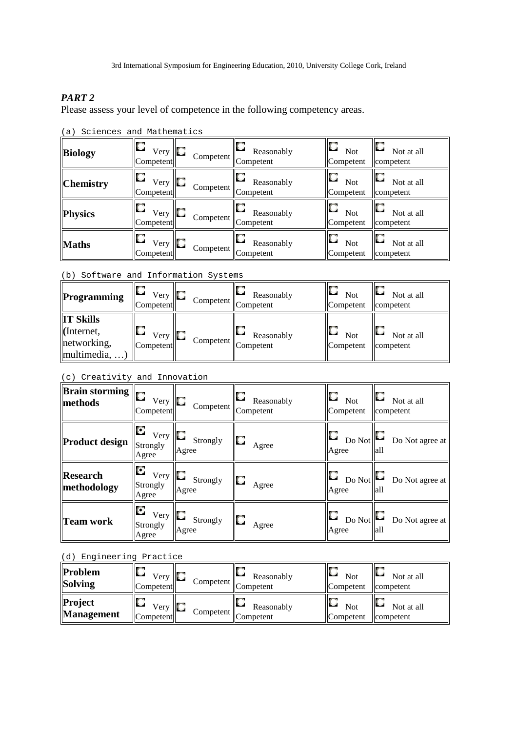## *PART 2*

Please assess your level of competence in the following competency areas.

(a) Sciences and Mathematics

| | | | | | |
|---|---|---|---|---|---|
| **Biology** | ○ Very Competent | ○ Competent | ○ Reasonably Competent | ○ Not Competent | ○ Not at all competent |
| **Chemistry** | ○ Very Competent | ○ Competent | ○ Reasonably Competent | ○ Not Competent | ○ Not at all competent |
| **Physics** | ○ Very Competent | ○ Competent | ○ Reasonably Competent | ○ Not Competent | ○ Not at all competent |
| **Maths** | ○ Very Competent | ○ Competent | ○ Reasonably Competent | ○ Not Competent | ○ Not at all competent |

(b) Software and Information Systems

| | | | | | |
|---|---|---|---|---|---|
| **Programming** | ○ Very Competent | ○ Competent | ○ Reasonably Competent | ○ Not Competent | ○ Not at all competent |
| **IT Skills** (Internet, networking, multimedia, …) | ○ Very Competent | ○ Competent | ○ Reasonably Competent | ○ Not Competent | ○ Not at all competent |

(c) Creativity and Innovation

| | | | | | |
|---|---|---|---|---|---|
| **Brain storming methods** | ○ Very Competent | ○ Competent | ○ Reasonably Competent | ○ Not Competent | ○ Not at all competent |
| **Product design** | ◉ Very Strongly Agree | ○ Strongly Agree | ○ Agree | ○ Do Not Agree | ○ Do Not agree at all |
| **Research methodology** | ◉ Very Strongly Agree | ○ Strongly Agree | ○ Agree | ○ Do Not Agree | ○ Do Not agree at all |
| **Team work** | ◉ Very Strongly Agree | ○ Strongly Agree | ○ Agree | ○ Do Not Agree | ○ Do Not agree at all |

(d) Engineering Practice

| | | | | | |
|---|---|---|---|---|---|
| **Problem Solving** | ○ Very Competent | ○ Competent | ○ Reasonably Competent | ○ Not Competent | ○ Not at all competent |
| **Project Management** | ○ Very Competent | ○ Competent | ○ Reasonably Competent | ○ Not Competent | ○ Not at all competent |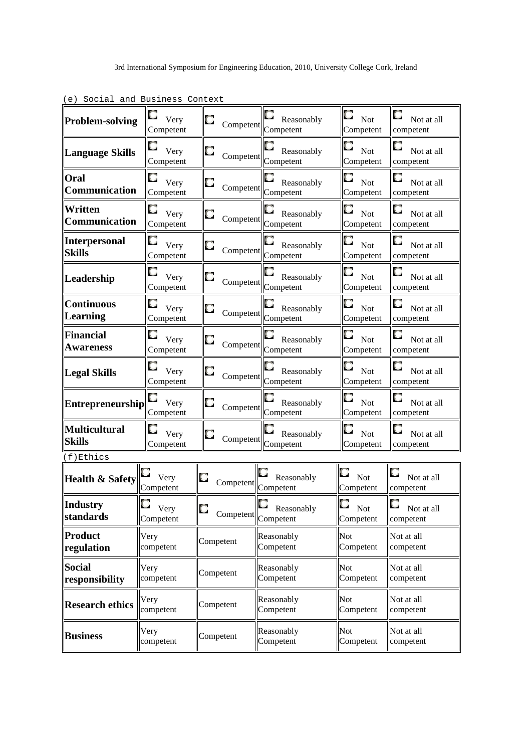(e) Social and Business Context

| | | | | | |
|---|---|---|---|---|---|
| **Problem-solving** | Very Competent | Competent | Reasonably Competent | Not Competent | Not at all competent |
| **Language Skills** | Very Competent | Competent | Reasonably Competent | Not Competent | Not at all competent |
| **Oral Communication** | Very Competent | Competent | Reasonably Competent | Not Competent | Not at all competent |
| **Written Communication** | Very Competent | Competent | Reasonably Competent | Not Competent | Not at all competent |
| **Interpersonal Skills** | Very Competent | Competent | Reasonably Competent | Not Competent | Not at all competent |
| **Leadership** | Very Competent | Competent | Reasonably Competent | Not Competent | Not at all competent |
| **Continuous Learning** | Very Competent | Competent | Reasonably Competent | Not Competent | Not at all competent |
| **Financial Awareness** | Very Competent | Competent | Reasonably Competent | Not Competent | Not at all competent |
| **Legal Skills** | Very Competent | Competent | Reasonably Competent | Not Competent | Not at all competent |
| **Entrepreneurship** | Very Competent | Competent | Reasonably Competent | Not Competent | Not at all competent |
| **Multicultural Skills** | Very Competent | Competent | Reasonably Competent | Not Competent | Not at all competent |

(f)Ethics

| | | | | | |
|---|---|---|---|---|---|
| **Health & Safety** | Very Competent | Competent | Reasonably Competent | Not Competent | Not at all competent |
| **Industry standards** | Very Competent | Competent | Reasonably Competent | Not Competent | Not at all competent |
| **Product regulation** | Very competent | Competent | Reasonably Competent | Not Competent | Not at all competent |
| **Social responsibility** | Very competent | Competent | Reasonably Competent | Not Competent | Not at all competent |
| **Research ethics** | Very competent | Competent | Reasonably Competent | Not Competent | Not at all competent |
| **Business** | Very competent | Competent | Reasonably Competent | Not Competent | Not at all competent |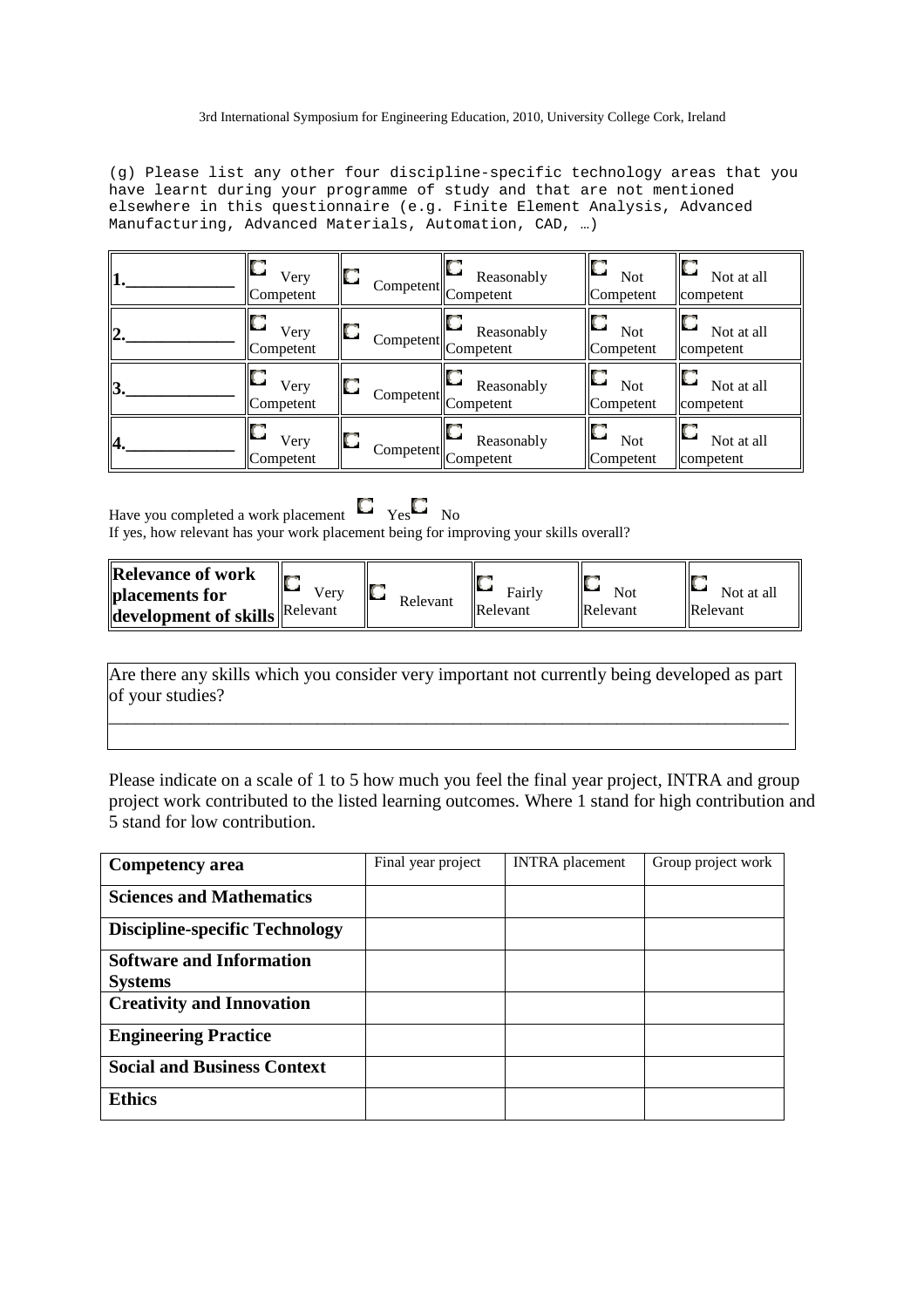(g) Please list any other four discipline-specific technology areas that you have learnt during your programme of study and that are not mentioned elsewhere in this questionnaire (e.g. Finite Element Analysis, Advanced Manufacturing, Advanced Materials, Automation, CAD, …)

| | | | | | |
|---|---|---|---|---|---|
| 1.____________ | Very Competent | Competent | Reasonably Competent | Not Competent | Not at all competent |
| 2.____________ | Very Competent | Competent | Reasonably Competent | Not Competent | Not at all competent |
| 3.____________ | Very Competent | Competent | Reasonably Competent | Not Competent | Not at all competent |
| 4.____________ | Very Competent | Competent | Reasonably Competent | Not Competent | Not at all competent |

Have you completed a work placement Yes No

If yes, how relevant has your work placement being for improving your skills overall?

| | | | | | |
|---|---|---|---|---|---|
| **Relevance of work placements for development of skills** | Very Relevant | Relevant | Fairly Relevant | Not Relevant | Not at all Relevant |

Are there any skills which you consider very important not currently being developed as part of your studies?

_____________________________________________________________________________

Please indicate on a scale of 1 to 5 how much you feel the final year project, INTRA and group project work contributed to the listed learning outcomes. Where 1 stand for high contribution and 5 stand for low contribution.

| **Competency area** | Final year project | INTRA placement | Group project work |
|---|---|---|---|
| **Sciences and Mathematics** | | | |
| **Discipline-specific Technology** | | | |
| **Software and Information Systems** | | | |
| **Creativity and Innovation** | | | |
| **Engineering Practice** | | | |
| **Social and Business Context** | | | |
| **Ethics** | | | |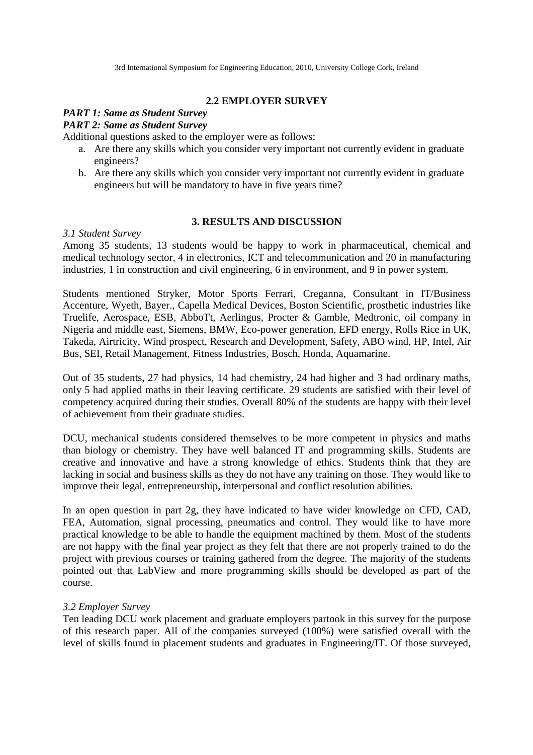## 2.2 EMPLOYER SURVEY

***PART 1: Same as Student Survey***
***PART 2: Same as Student Survey***

Additional questions asked to the employer were as follows:

a. Are there any skills which you consider very important not currently evident in graduate engineers?
b. Are there any skills which you consider very important not currently evident in graduate engineers but will be mandatory to have in five years time?

## 3. RESULTS AND DISCUSSION

*3.1 Student Survey*

Among 35 students, 13 students would be happy to work in pharmaceutical, chemical and medical technology sector, 4 in electronics, ICT and telecommunication and 20 in manufacturing industries, 1 in construction and civil engineering, 6 in environment, and 9 in power system.

Students mentioned Stryker, Motor Sports Ferrari, Creganna, Consultant in IT/Business Accenture, Wyeth, Bayer., Capella Medical Devices, Boston Scientific, prosthetic industries like Truelife, Aerospace, ESB, AbboTt, Aerlingus, Procter & Gamble, Medtronic, oil company in Nigeria and middle east, Siemens, BMW, Eco-power generation, EFD energy, Rolls Rice in UK, Takeda, Airtricity, Wind prospect, Research and Development, Safety, ABO wind, HP, Intel, Air Bus, SEI, Retail Management, Fitness Industries, Bosch, Honda, Aquamarine.

Out of 35 students, 27 had physics, 14 had chemistry, 24 had higher and 3 had ordinary maths, only 5 had applied maths in their leaving certificate. 29 students are satisfied with their level of competency acquired during their studies. Overall 80% of the students are happy with their level of achievement from their graduate studies.

DCU, mechanical students considered themselves to be more competent in physics and maths than biology or chemistry. They have well balanced IT and programming skills. Students are creative and innovative and have a strong knowledge of ethics. Students think that they are lacking in social and business skills as they do not have any training on those. They would like to improve their legal, entrepreneurship, interpersonal and conflict resolution abilities.

In an open question in part 2g, they have indicated to have wider knowledge on CFD, CAD, FEA, Automation, signal processing, pneumatics and control. They would like to have more practical knowledge to be able to handle the equipment machined by them. Most of the students are not happy with the final year project as they felt that there are not properly trained to do the project with previous courses or training gathered from the degree. The majority of the students pointed out that LabView and more programming skills should be developed as part of the course.

*3.2 Employer Survey*

Ten leading DCU work placement and graduate employers partook in this survey for the purpose of this research paper. All of the companies surveyed (100%) were satisfied overall with the level of skills found in placement students and graduates in Engineering/IT. Of those surveyed,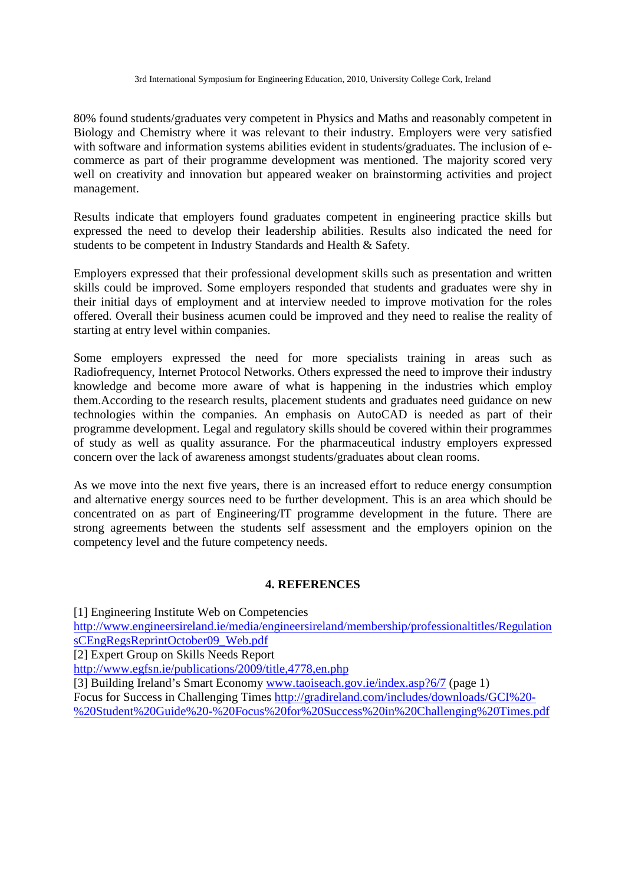80% found students/graduates very competent in Physics and Maths and reasonably competent in Biology and Chemistry where it was relevant to their industry. Employers were very satisfied with software and information systems abilities evident in students/graduates. The inclusion of e-commerce as part of their programme development was mentioned. The majority scored very well on creativity and innovation but appeared weaker on brainstorming activities and project management.

Results indicate that employers found graduates competent in engineering practice skills but expressed the need to develop their leadership abilities. Results also indicated the need for students to be competent in Industry Standards and Health & Safety.

Employers expressed that their professional development skills such as presentation and written skills could be improved. Some employers responded that students and graduates were shy in their initial days of employment and at interview needed to improve motivation for the roles offered. Overall their business acumen could be improved and they need to realise the reality of starting at entry level within companies.

Some employers expressed the need for more specialists training in areas such as Radiofrequency, Internet Protocol Networks. Others expressed the need to improve their industry knowledge and become more aware of what is happening in the industries which employ them.According to the research results, placement students and graduates need guidance on new technologies within the companies. An emphasis on AutoCAD is needed as part of their programme development. Legal and regulatory skills should be covered within their programmes of study as well as quality assurance. For the pharmaceutical industry employers expressed concern over the lack of awareness amongst students/graduates about clean rooms.

As we move into the next five years, there is an increased effort to reduce energy consumption and alternative energy sources need to be further development. This is an area which should be concentrated on as part of Engineering/IT programme development in the future. There are strong agreements between the students self assessment and the employers opinion on the competency level and the future competency needs.

## 4. REFERENCES

[1] Engineering Institute Web on Competencies
http://www.engineersireland.ie/media/engineersireland/membership/professionaltitles/RegulationsCEngRegsReprintOctober09_Web.pdf

[2] Expert Group on Skills Needs Report
http://www.egfsn.ie/publications/2009/title,4778,en.php

[3] Building Ireland's Smart Economy www.taoiseach.gov.ie/index.asp?6/7 (page 1)
Focus for Success in Challenging Times http://gradireland.com/includes/downloads/GCI%20-%20Student%20Guide%20-%20Focus%20for%20Success%20in%20Challenging%20Times.pdf